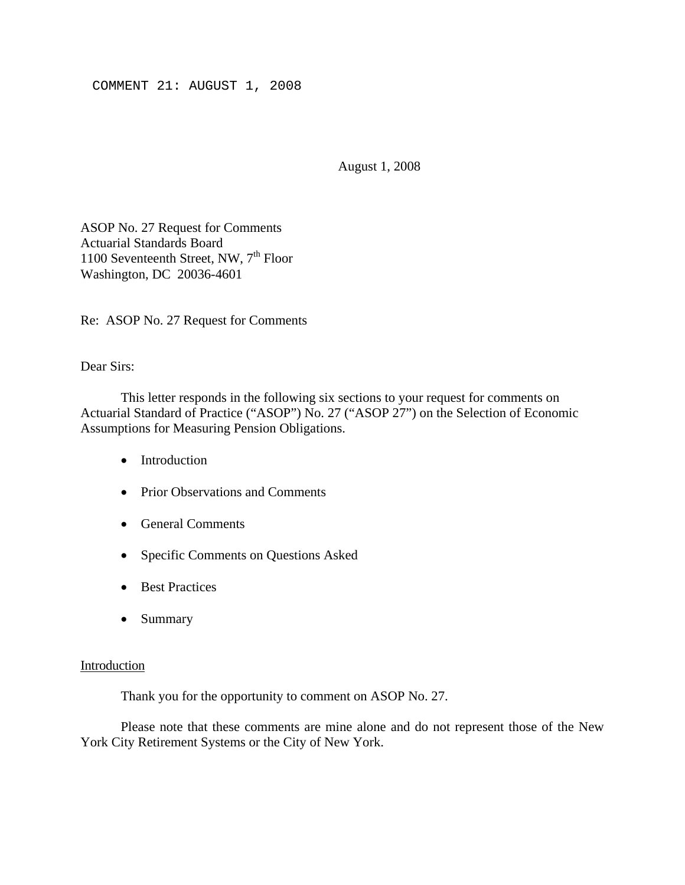COMMENT 21: AUGUST 1, 2008

August 1, 2008

ASOP No. 27 Request for Comments
Actuarial Standards Board
1100 Seventeenth Street, NW, 7th Floor
Washington, DC 20036-4601

Re: ASOP No. 27 Request for Comments

Dear Sirs:

This letter responds in the following six sections to your request for comments on Actuarial Standard of Practice ("ASOP") No. 27 ("ASOP 27") on the Selection of Economic Assumptions for Measuring Pension Obligations.

- Introduction
- Prior Observations and Comments
- General Comments
- Specific Comments on Questions Asked
- Best Practices
- Summary

## Introduction

Thank you for the opportunity to comment on ASOP No. 27.

Please note that these comments are mine alone and do not represent those of the New York City Retirement Systems or the City of New York.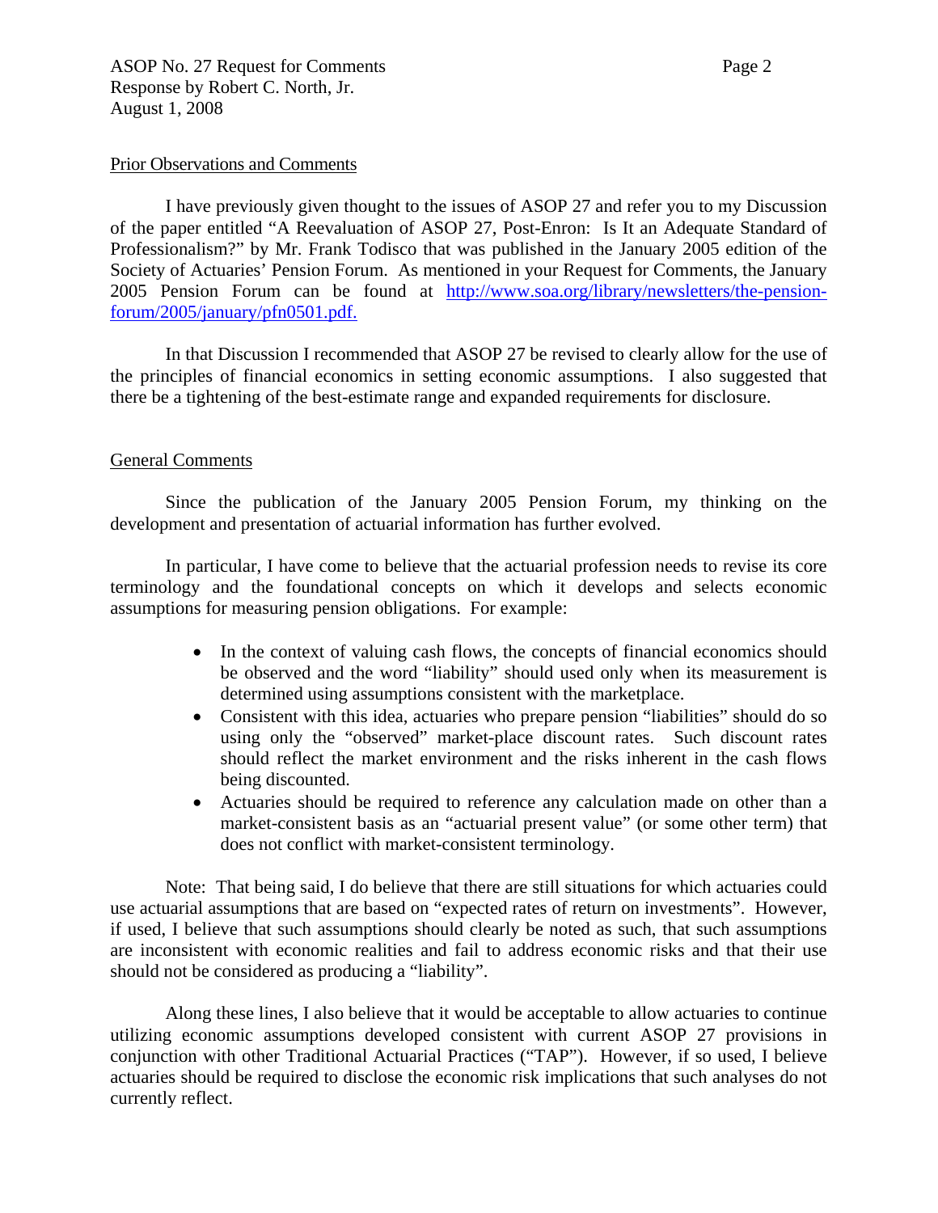Prior Observations and Comments

I have previously given thought to the issues of ASOP 27 and refer you to my Discussion of the paper entitled "A Reevaluation of ASOP 27, Post-Enron: Is It an Adequate Standard of Professionalism?" by Mr. Frank Todisco that was published in the January 2005 edition of the Society of Actuaries' Pension Forum. As mentioned in your Request for Comments, the January 2005 Pension Forum can be found at http://www.soa.org/library/newsletters/the-pension-forum/2005/january/pfn0501.pdf.

In that Discussion I recommended that ASOP 27 be revised to clearly allow for the use of the principles of financial economics in setting economic assumptions. I also suggested that there be a tightening of the best-estimate range and expanded requirements for disclosure.

General Comments

Since the publication of the January 2005 Pension Forum, my thinking on the development and presentation of actuarial information has further evolved.

In particular, I have come to believe that the actuarial profession needs to revise its core terminology and the foundational concepts on which it develops and selects economic assumptions for measuring pension obligations. For example:

- In the context of valuing cash flows, the concepts of financial economics should be observed and the word "liability" should used only when its measurement is determined using assumptions consistent with the marketplace.
- Consistent with this idea, actuaries who prepare pension "liabilities" should do so using only the "observed" market-place discount rates. Such discount rates should reflect the market environment and the risks inherent in the cash flows being discounted.
- Actuaries should be required to reference any calculation made on other than a market-consistent basis as an "actuarial present value" (or some other term) that does not conflict with market-consistent terminology.

Note: That being said, I do believe that there are still situations for which actuaries could use actuarial assumptions that are based on "expected rates of return on investments". However, if used, I believe that such assumptions should clearly be noted as such, that such assumptions are inconsistent with economic realities and fail to address economic risks and that their use should not be considered as producing a "liability".

Along these lines, I also believe that it would be acceptable to allow actuaries to continue utilizing economic assumptions developed consistent with current ASOP 27 provisions in conjunction with other Traditional Actuarial Practices ("TAP"). However, if so used, I believe actuaries should be required to disclose the economic risk implications that such analyses do not currently reflect.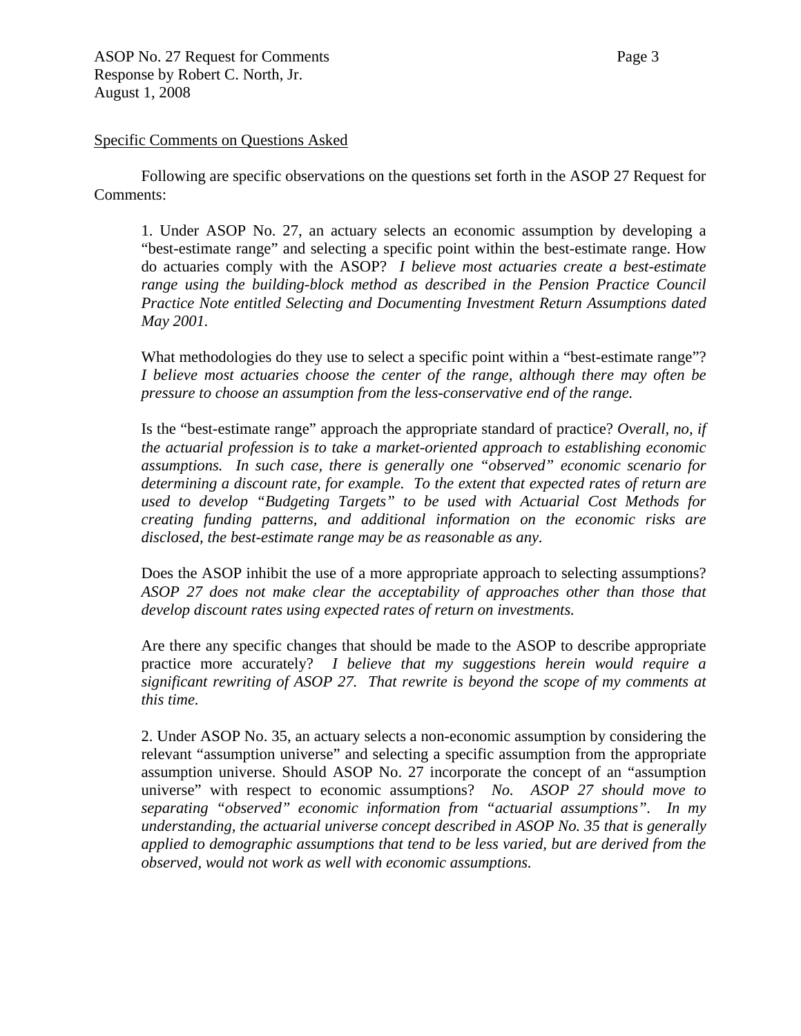Specific Comments on Questions Asked

Following are specific observations on the questions set forth in the ASOP 27 Request for Comments:

1. Under ASOP No. 27, an actuary selects an economic assumption by developing a "best-estimate range" and selecting a specific point within the best-estimate range. How do actuaries comply with the ASOP? *I believe most actuaries create a best-estimate range using the building-block method as described in the Pension Practice Council Practice Note entitled Selecting and Documenting Investment Return Assumptions dated May 2001.*

What methodologies do they use to select a specific point within a "best-estimate range"? *I believe most actuaries choose the center of the range, although there may often be pressure to choose an assumption from the less-conservative end of the range.*

Is the "best-estimate range" approach the appropriate standard of practice? *Overall, no, if the actuarial profession is to take a market-oriented approach to establishing economic assumptions. In such case, there is generally one "observed" economic scenario for determining a discount rate, for example. To the extent that expected rates of return are used to develop "Budgeting Targets" to be used with Actuarial Cost Methods for creating funding patterns, and additional information on the economic risks are disclosed, the best-estimate range may be as reasonable as any.*

Does the ASOP inhibit the use of a more appropriate approach to selecting assumptions? *ASOP 27 does not make clear the acceptability of approaches other than those that develop discount rates using expected rates of return on investments.*

Are there any specific changes that should be made to the ASOP to describe appropriate practice more accurately? *I believe that my suggestions herein would require a significant rewriting of ASOP 27. That rewrite is beyond the scope of my comments at this time.*

2. Under ASOP No. 35, an actuary selects a non-economic assumption by considering the relevant "assumption universe" and selecting a specific assumption from the appropriate assumption universe. Should ASOP No. 27 incorporate the concept of an "assumption universe" with respect to economic assumptions? *No. ASOP 27 should move to separating "observed" economic information from "actuarial assumptions". In my understanding, the actuarial universe concept described in ASOP No. 35 that is generally applied to demographic assumptions that tend to be less varied, but are derived from the observed, would not work as well with economic assumptions.*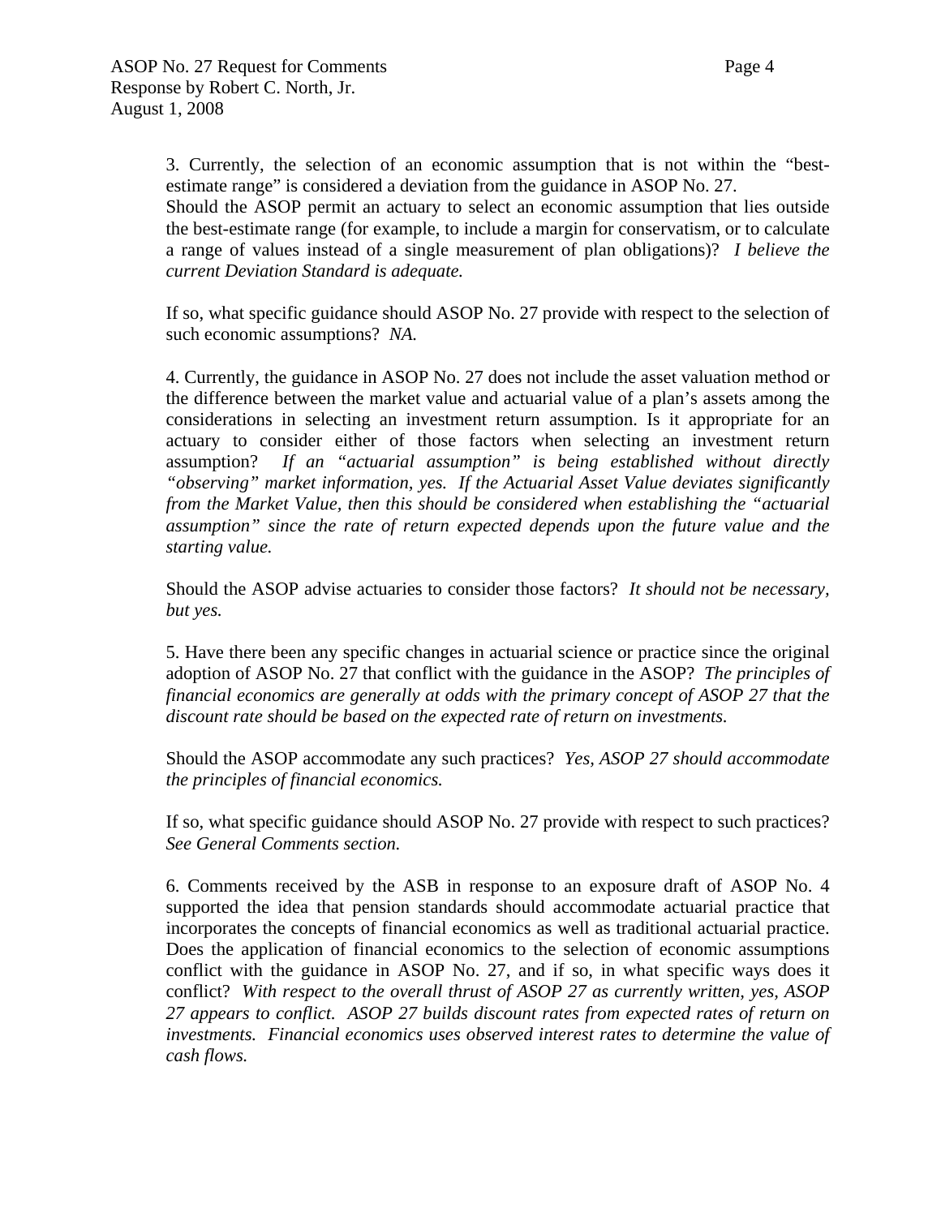3. Currently, the selection of an economic assumption that is not within the "best-estimate range" is considered a deviation from the guidance in ASOP No. 27.
Should the ASOP permit an actuary to select an economic assumption that lies outside the best-estimate range (for example, to include a margin for conservatism, or to calculate a range of values instead of a single measurement of plan obligations)? *I believe the current Deviation Standard is adequate.*

If so, what specific guidance should ASOP No. 27 provide with respect to the selection of such economic assumptions? *NA.*

4. Currently, the guidance in ASOP No. 27 does not include the asset valuation method or the difference between the market value and actuarial value of a plan's assets among the considerations in selecting an investment return assumption. Is it appropriate for an actuary to consider either of those factors when selecting an investment return assumption? *If an "actuarial assumption" is being established without directly "observing" market information, yes. If the Actuarial Asset Value deviates significantly from the Market Value, then this should be considered when establishing the "actuarial assumption" since the rate of return expected depends upon the future value and the starting value.*

Should the ASOP advise actuaries to consider those factors? *It should not be necessary, but yes.*

5. Have there been any specific changes in actuarial science or practice since the original adoption of ASOP No. 27 that conflict with the guidance in the ASOP? *The principles of financial economics are generally at odds with the primary concept of ASOP 27 that the discount rate should be based on the expected rate of return on investments.*

Should the ASOP accommodate any such practices? *Yes, ASOP 27 should accommodate the principles of financial economics.*

If so, what specific guidance should ASOP No. 27 provide with respect to such practices? *See General Comments section.*

6. Comments received by the ASB in response to an exposure draft of ASOP No. 4 supported the idea that pension standards should accommodate actuarial practice that incorporates the concepts of financial economics as well as traditional actuarial practice. Does the application of financial economics to the selection of economic assumptions conflict with the guidance in ASOP No. 27, and if so, in what specific ways does it conflict? *With respect to the overall thrust of ASOP 27 as currently written, yes, ASOP 27 appears to conflict. ASOP 27 builds discount rates from expected rates of return on investments. Financial economics uses observed interest rates to determine the value of cash flows.*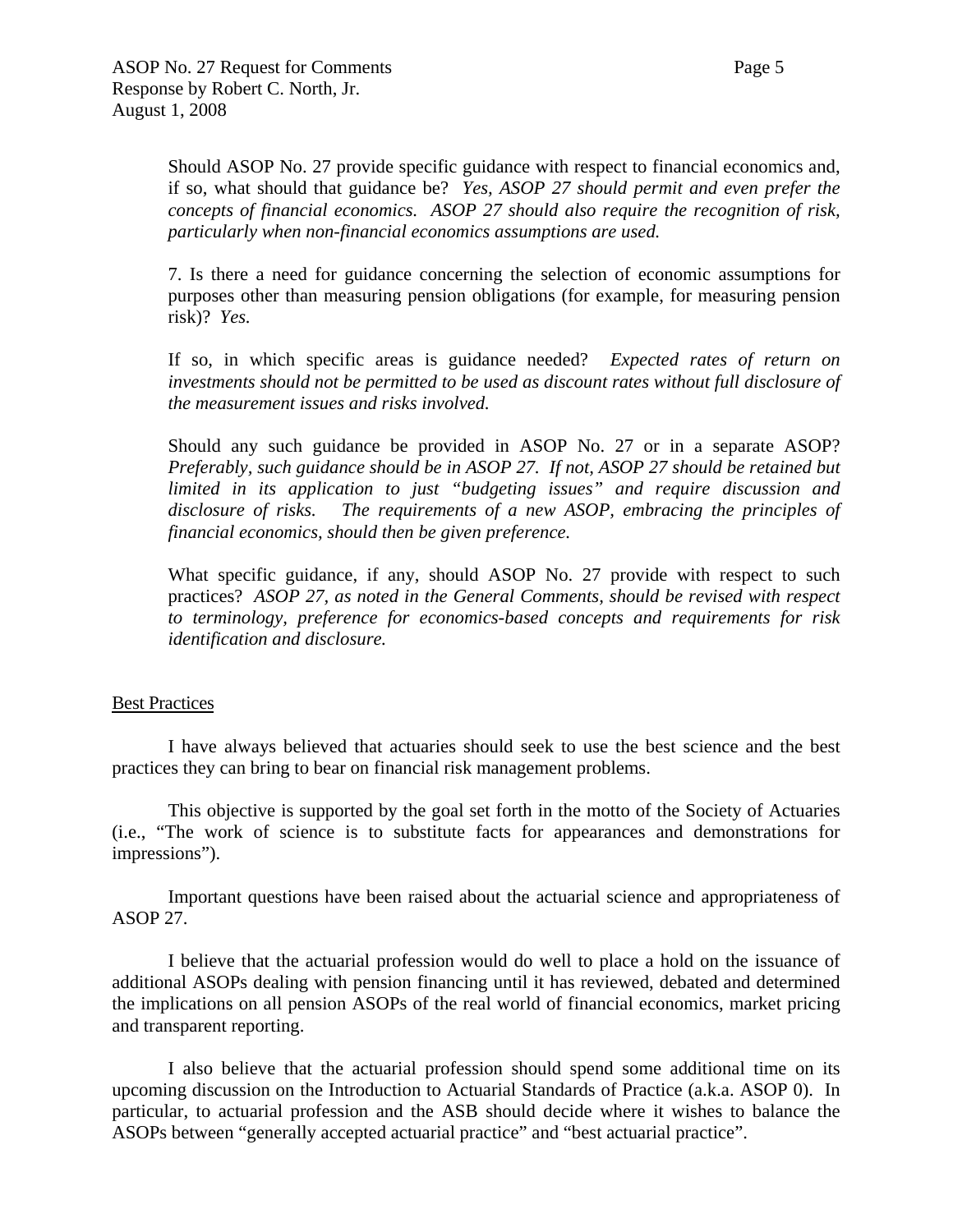Should ASOP No. 27 provide specific guidance with respect to financial economics and, if so, what should that guidance be? *Yes, ASOP 27 should permit and even prefer the concepts of financial economics. ASOP 27 should also require the recognition of risk, particularly when non-financial economics assumptions are used.*

7. Is there a need for guidance concerning the selection of economic assumptions for purposes other than measuring pension obligations (for example, for measuring pension risk)? *Yes.*

If so, in which specific areas is guidance needed? *Expected rates of return on investments should not be permitted to be used as discount rates without full disclosure of the measurement issues and risks involved.*

Should any such guidance be provided in ASOP No. 27 or in a separate ASOP? *Preferably, such guidance should be in ASOP 27. If not, ASOP 27 should be retained but limited in its application to just "budgeting issues" and require discussion and disclosure of risks. The requirements of a new ASOP, embracing the principles of financial economics, should then be given preference.*

What specific guidance, if any, should ASOP No. 27 provide with respect to such practices? *ASOP 27, as noted in the General Comments, should be revised with respect to terminology, preference for economics-based concepts and requirements for risk identification and disclosure.*

## Best Practices

I have always believed that actuaries should seek to use the best science and the best practices they can bring to bear on financial risk management problems.

This objective is supported by the goal set forth in the motto of the Society of Actuaries (i.e., "The work of science is to substitute facts for appearances and demonstrations for impressions").

Important questions have been raised about the actuarial science and appropriateness of ASOP 27.

I believe that the actuarial profession would do well to place a hold on the issuance of additional ASOPs dealing with pension financing until it has reviewed, debated and determined the implications on all pension ASOPs of the real world of financial economics, market pricing and transparent reporting.

I also believe that the actuarial profession should spend some additional time on its upcoming discussion on the Introduction to Actuarial Standards of Practice (a.k.a. ASOP 0). In particular, to actuarial profession and the ASB should decide where it wishes to balance the ASOPs between "generally accepted actuarial practice" and "best actuarial practice".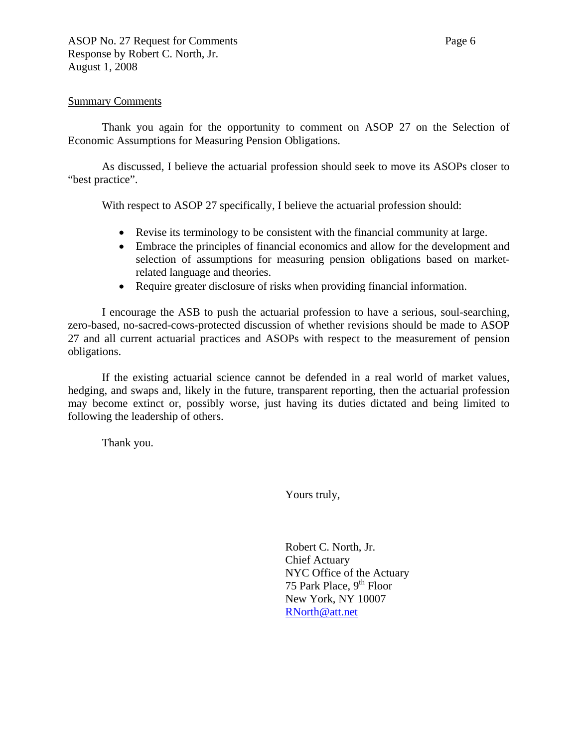Summary Comments

Thank you again for the opportunity to comment on ASOP 27 on the Selection of Economic Assumptions for Measuring Pension Obligations.

As discussed, I believe the actuarial profession should seek to move its ASOPs closer to "best practice".

With respect to ASOP 27 specifically, I believe the actuarial profession should:

- Revise its terminology to be consistent with the financial community at large.
- Embrace the principles of financial economics and allow for the development and selection of assumptions for measuring pension obligations based on market-related language and theories.
- Require greater disclosure of risks when providing financial information.

I encourage the ASB to push the actuarial profession to have a serious, soul-searching, zero-based, no-sacred-cows-protected discussion of whether revisions should be made to ASOP 27 and all current actuarial practices and ASOPs with respect to the measurement of pension obligations.

If the existing actuarial science cannot be defended in a real world of market values, hedging, and swaps and, likely in the future, transparent reporting, then the actuarial profession may become extinct or, possibly worse, just having its duties dictated and being limited to following the leadership of others.

Thank you.

Yours truly,

Robert C. North, Jr.
Chief Actuary
NYC Office of the Actuary
75 Park Place, 9th Floor
New York, NY 10007
RNorth@att.net